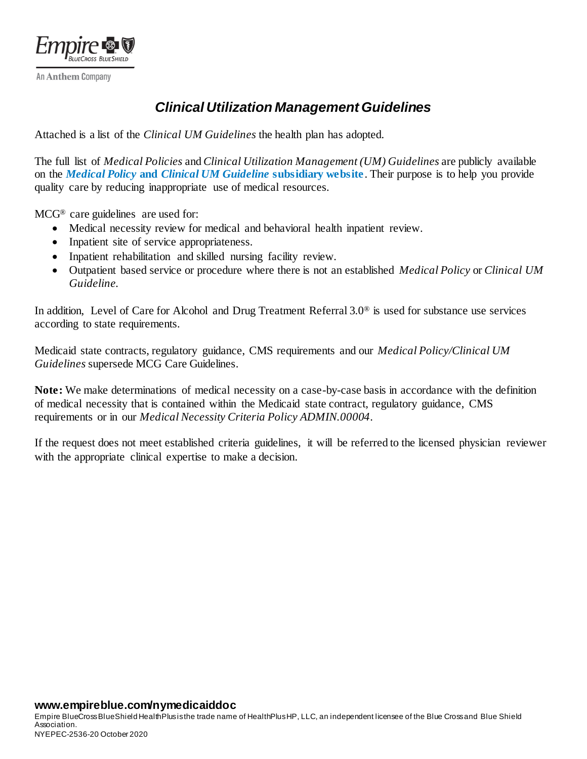# *Clinical Utilization Management Guidelines*

Attached is a list of the *Clinical UM Guidelines* the health plan has adopted.

The full list of *Medical Policies* and *Clinical Utilization Management (UM) Guidelines* are publicly available on the ***Medical Policy* and *Clinical UM Guideline* subsidiary website**. Their purpose is to help you provide quality care by reducing inappropriate use of medical resources.

MCG® care guidelines are used for:

- Medical necessity review for medical and behavioral health inpatient review.
- Inpatient site of service appropriateness.
- Inpatient rehabilitation and skilled nursing facility review.
- Outpatient based service or procedure where there is not an established *Medical Policy* or *Clinical UM Guideline.*

In addition, Level of Care for Alcohol and Drug Treatment Referral 3.0® is used for substance use services according to state requirements.

Medicaid state contracts, regulatory guidance, CMS requirements and our *Medical Policy/Clinical UM Guidelines* supersede MCG Care Guidelines.

**Note:** We make determinations of medical necessity on a case-by-case basis in accordance with the definition of medical necessity that is contained within the Medicaid state contract, regulatory guidance, CMS requirements or in our *Medical Necessity Criteria Policy ADMIN.00004*.

If the request does not meet established criteria guidelines, it will be referred to the licensed physician reviewer with the appropriate clinical expertise to make a decision.

**www.empireblue.com/nymedicaiddoc**

Empire BlueCross BlueShield HealthPlus is the trade name of HealthPlus HP, LLC, an independent licensee of the Blue Cross and Blue Shield Association.
NYEPEC-2536-20 October 2020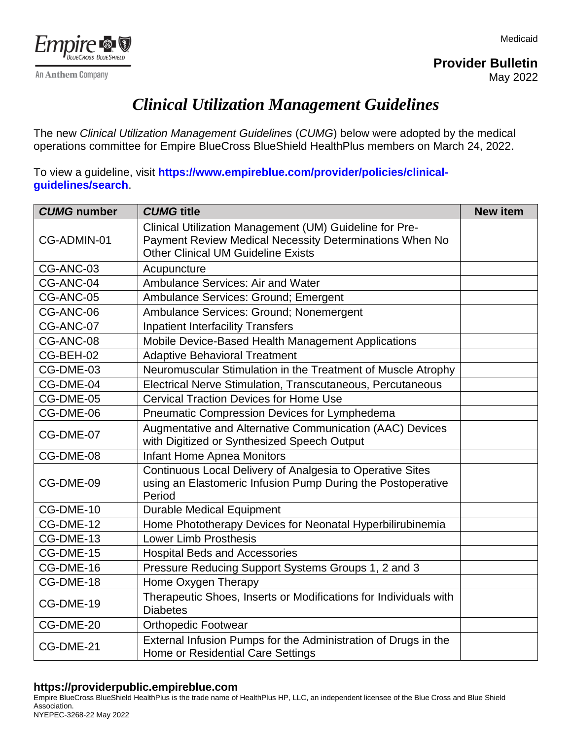Medicaid

**Provider Bulletin**
May 2022

# *Clinical Utilization Management Guidelines*

The new *Clinical Utilization Management Guidelines* (*CUMG*) below were adopted by the medical operations committee for Empire BlueCross BlueShield HealthPlus members on March 24, 2022.

To view a guideline, visit **https://www.empireblue.com/provider/policies/clinical-guidelines/search**.

| *CUMG* number | *CUMG* title | New item |
|---|---|---|
| CG-ADMIN-01 | Clinical Utilization Management (UM) Guideline for Pre-Payment Review Medical Necessity Determinations When No Other Clinical UM Guideline Exists | |
| CG-ANC-03 | Acupuncture | |
| CG-ANC-04 | Ambulance Services: Air and Water | |
| CG-ANC-05 | Ambulance Services: Ground; Emergent | |
| CG-ANC-06 | Ambulance Services: Ground; Nonemergent | |
| CG-ANC-07 | Inpatient Interfacility Transfers | |
| CG-ANC-08 | Mobile Device-Based Health Management Applications | |
| CG-BEH-02 | Adaptive Behavioral Treatment | |
| CG-DME-03 | Neuromuscular Stimulation in the Treatment of Muscle Atrophy | |
| CG-DME-04 | Electrical Nerve Stimulation, Transcutaneous, Percutaneous | |
| CG-DME-05 | Cervical Traction Devices for Home Use | |
| CG-DME-06 | Pneumatic Compression Devices for Lymphedema | |
| CG-DME-07 | Augmentative and Alternative Communication (AAC) Devices with Digitized or Synthesized Speech Output | |
| CG-DME-08 | Infant Home Apnea Monitors | |
| CG-DME-09 | Continuous Local Delivery of Analgesia to Operative Sites using an Elastomeric Infusion Pump During the Postoperative Period | |
| CG-DME-10 | Durable Medical Equipment | |
| CG-DME-12 | Home Phototherapy Devices for Neonatal Hyperbilirubinemia | |
| CG-DME-13 | Lower Limb Prosthesis | |
| CG-DME-15 | Hospital Beds and Accessories | |
| CG-DME-16 | Pressure Reducing Support Systems Groups 1, 2 and 3 | |
| CG-DME-18 | Home Oxygen Therapy | |
| CG-DME-19 | Therapeutic Shoes, Inserts or Modifications for Individuals with Diabetes | |
| CG-DME-20 | Orthopedic Footwear | |
| CG-DME-21 | External Infusion Pumps for the Administration of Drugs in the Home or Residential Care Settings | |

**https://providerpublic.empireblue.com**

Empire BlueCross BlueShield HealthPlus is the trade name of HealthPlus HP, LLC, an independent licensee of the Blue Cross and Blue Shield Association.
NYEPEC-3268-22 May 2022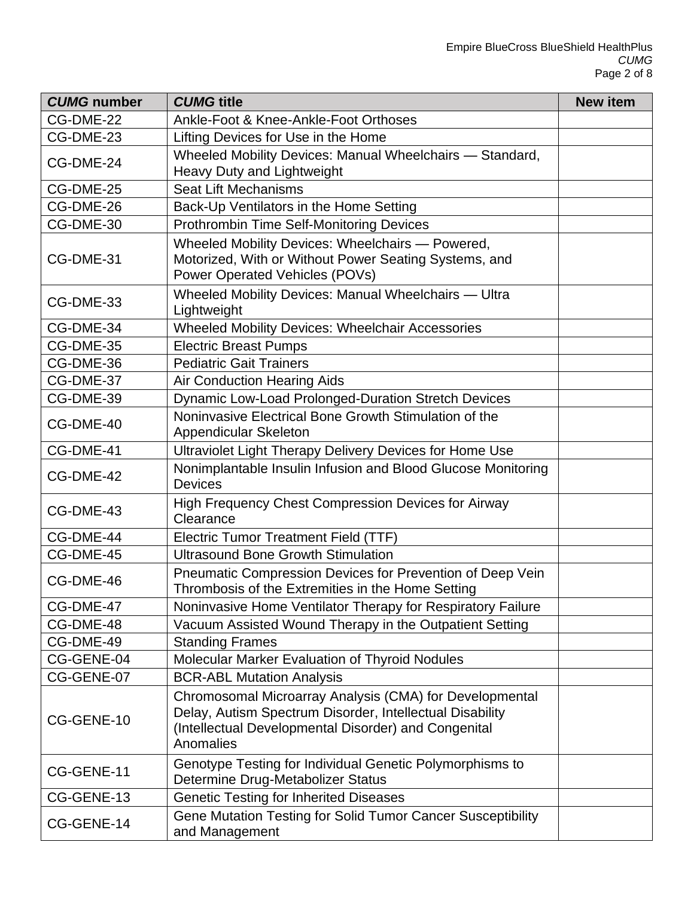| *CUMG* number | *CUMG* title | New item |
|---|---|---|
| CG-DME-22 | Ankle-Foot & Knee-Ankle-Foot Orthoses | |
| CG-DME-23 | Lifting Devices for Use in the Home | |
| CG-DME-24 | Wheeled Mobility Devices: Manual Wheelchairs — Standard, Heavy Duty and Lightweight | |
| CG-DME-25 | Seat Lift Mechanisms | |
| CG-DME-26 | Back-Up Ventilators in the Home Setting | |
| CG-DME-30 | Prothrombin Time Self-Monitoring Devices | |
| CG-DME-31 | Wheeled Mobility Devices: Wheelchairs — Powered, Motorized, With or Without Power Seating Systems, and Power Operated Vehicles (POVs) | |
| CG-DME-33 | Wheeled Mobility Devices: Manual Wheelchairs — Ultra Lightweight | |
| CG-DME-34 | Wheeled Mobility Devices: Wheelchair Accessories | |
| CG-DME-35 | Electric Breast Pumps | |
| CG-DME-36 | Pediatric Gait Trainers | |
| CG-DME-37 | Air Conduction Hearing Aids | |
| CG-DME-39 | Dynamic Low-Load Prolonged-Duration Stretch Devices | |
| CG-DME-40 | Noninvasive Electrical Bone Growth Stimulation of the Appendicular Skeleton | |
| CG-DME-41 | Ultraviolet Light Therapy Delivery Devices for Home Use | |
| CG-DME-42 | Nonimplantable Insulin Infusion and Blood Glucose Monitoring Devices | |
| CG-DME-43 | High Frequency Chest Compression Devices for Airway Clearance | |
| CG-DME-44 | Electric Tumor Treatment Field (TTF) | |
| CG-DME-45 | Ultrasound Bone Growth Stimulation | |
| CG-DME-46 | Pneumatic Compression Devices for Prevention of Deep Vein Thrombosis of the Extremities in the Home Setting | |
| CG-DME-47 | Noninvasive Home Ventilator Therapy for Respiratory Failure | |
| CG-DME-48 | Vacuum Assisted Wound Therapy in the Outpatient Setting | |
| CG-DME-49 | Standing Frames | |
| CG-GENE-04 | Molecular Marker Evaluation of Thyroid Nodules | |
| CG-GENE-07 | BCR-ABL Mutation Analysis | |
| CG-GENE-10 | Chromosomal Microarray Analysis (CMA) for Developmental Delay, Autism Spectrum Disorder, Intellectual Disability (Intellectual Developmental Disorder) and Congenital Anomalies | |
| CG-GENE-11 | Genotype Testing for Individual Genetic Polymorphisms to Determine Drug-Metabolizer Status | |
| CG-GENE-13 | Genetic Testing for Inherited Diseases | |
| CG-GENE-14 | Gene Mutation Testing for Solid Tumor Cancer Susceptibility and Management | |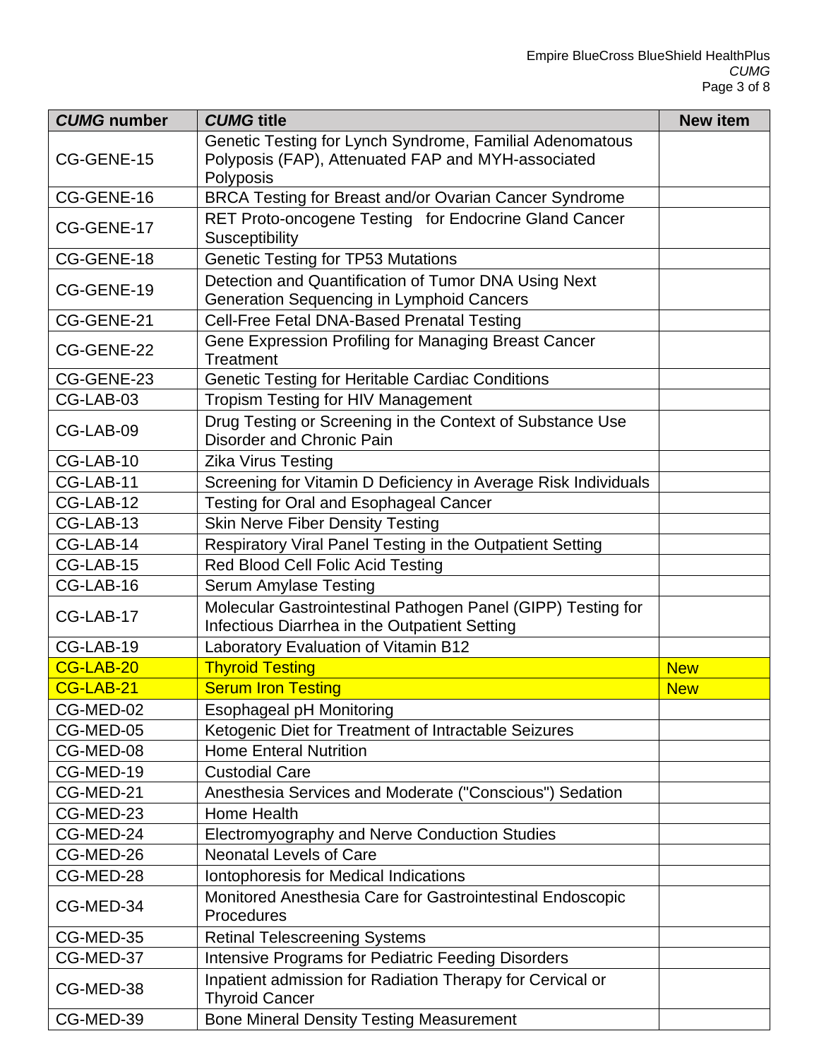| *CUMG* number | *CUMG* title | New item |
|---|---|---|
| CG-GENE-15 | Genetic Testing for Lynch Syndrome, Familial Adenomatous Polyposis (FAP), Attenuated FAP and MYH-associated Polyposis | |
| CG-GENE-16 | BRCA Testing for Breast and/or Ovarian Cancer Syndrome | |
| CG-GENE-17 | RET Proto-oncogene Testing for Endocrine Gland Cancer Susceptibility | |
| CG-GENE-18 | Genetic Testing for TP53 Mutations | |
| CG-GENE-19 | Detection and Quantification of Tumor DNA Using Next Generation Sequencing in Lymphoid Cancers | |
| CG-GENE-21 | Cell-Free Fetal DNA-Based Prenatal Testing | |
| CG-GENE-22 | Gene Expression Profiling for Managing Breast Cancer Treatment | |
| CG-GENE-23 | Genetic Testing for Heritable Cardiac Conditions | |
| CG-LAB-03 | Tropism Testing for HIV Management | |
| CG-LAB-09 | Drug Testing or Screening in the Context of Substance Use Disorder and Chronic Pain | |
| CG-LAB-10 | Zika Virus Testing | |
| CG-LAB-11 | Screening for Vitamin D Deficiency in Average Risk Individuals | |
| CG-LAB-12 | Testing for Oral and Esophageal Cancer | |
| CG-LAB-13 | Skin Nerve Fiber Density Testing | |
| CG-LAB-14 | Respiratory Viral Panel Testing in the Outpatient Setting | |
| CG-LAB-15 | Red Blood Cell Folic Acid Testing | |
| CG-LAB-16 | Serum Amylase Testing | |
| CG-LAB-17 | Molecular Gastrointestinal Pathogen Panel (GIPP) Testing for Infectious Diarrhea in the Outpatient Setting | |
| CG-LAB-19 | Laboratory Evaluation of Vitamin B12 | |
| CG-LAB-20 | Thyroid Testing | New |
| CG-LAB-21 | Serum Iron Testing | New |
| CG-MED-02 | Esophageal pH Monitoring | |
| CG-MED-05 | Ketogenic Diet for Treatment of Intractable Seizures | |
| CG-MED-08 | Home Enteral Nutrition | |
| CG-MED-19 | Custodial Care | |
| CG-MED-21 | Anesthesia Services and Moderate ("Conscious") Sedation | |
| CG-MED-23 | Home Health | |
| CG-MED-24 | Electromyography and Nerve Conduction Studies | |
| CG-MED-26 | Neonatal Levels of Care | |
| CG-MED-28 | Iontophoresis for Medical Indications | |
| CG-MED-34 | Monitored Anesthesia Care for Gastrointestinal Endoscopic Procedures | |
| CG-MED-35 | Retinal Telescreening Systems | |
| CG-MED-37 | Intensive Programs for Pediatric Feeding Disorders | |
| CG-MED-38 | Inpatient admission for Radiation Therapy for Cervical or Thyroid Cancer | |
| CG-MED-39 | Bone Mineral Density Testing Measurement | |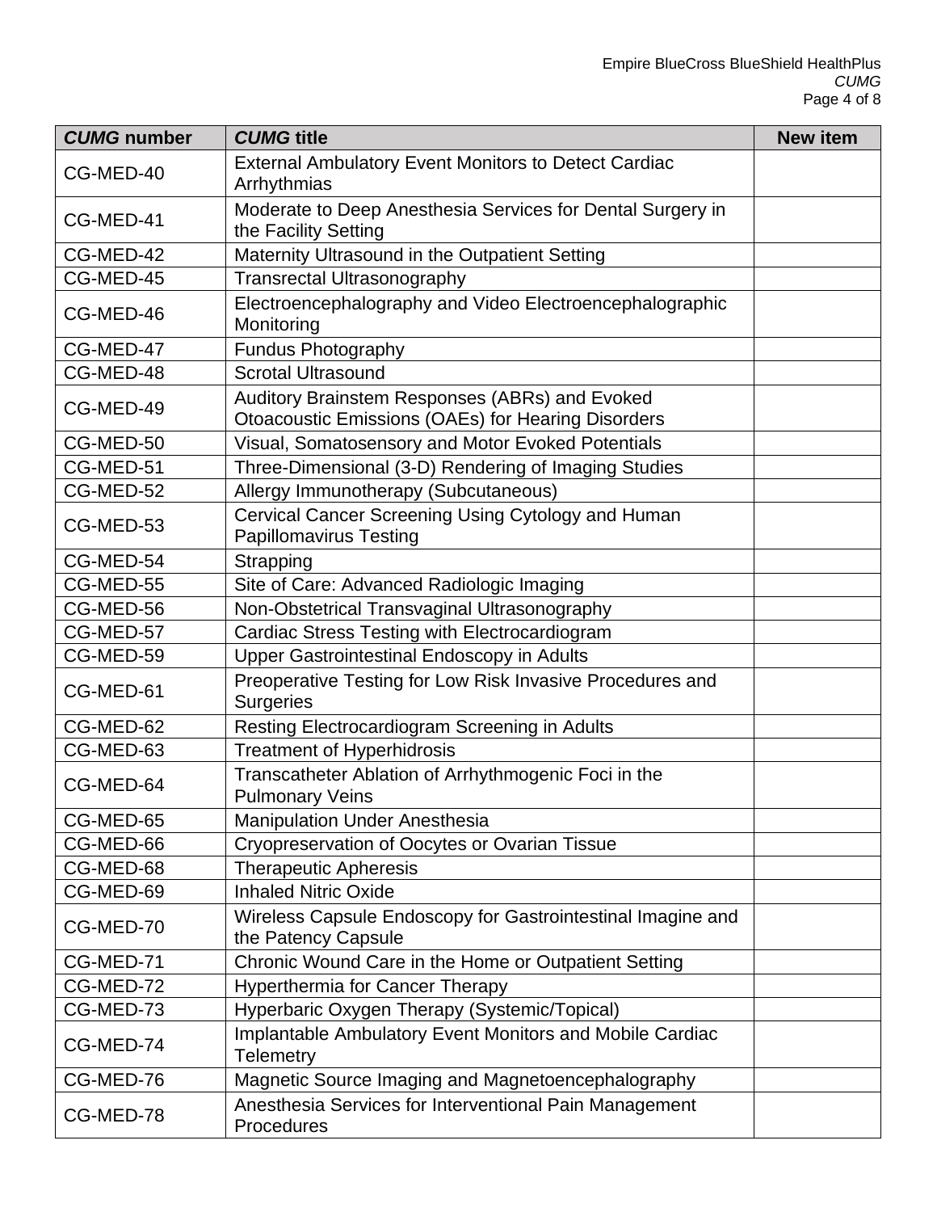| *CUMG* number | *CUMG* title | New item |
|---|---|---|
| CG-MED-40 | External Ambulatory Event Monitors to Detect Cardiac Arrhythmias | |
| CG-MED-41 | Moderate to Deep Anesthesia Services for Dental Surgery in the Facility Setting | |
| CG-MED-42 | Maternity Ultrasound in the Outpatient Setting | |
| CG-MED-45 | Transrectal Ultrasonography | |
| CG-MED-46 | Electroencephalography and Video Electroencephalographic Monitoring | |
| CG-MED-47 | Fundus Photography | |
| CG-MED-48 | Scrotal Ultrasound | |
| CG-MED-49 | Auditory Brainstem Responses (ABRs) and Evoked Otoacoustic Emissions (OAEs) for Hearing Disorders | |
| CG-MED-50 | Visual, Somatosensory and Motor Evoked Potentials | |
| CG-MED-51 | Three-Dimensional (3-D) Rendering of Imaging Studies | |
| CG-MED-52 | Allergy Immunotherapy (Subcutaneous) | |
| CG-MED-53 | Cervical Cancer Screening Using Cytology and Human Papillomavirus Testing | |
| CG-MED-54 | Strapping | |
| CG-MED-55 | Site of Care: Advanced Radiologic Imaging | |
| CG-MED-56 | Non-Obstetrical Transvaginal Ultrasonography | |
| CG-MED-57 | Cardiac Stress Testing with Electrocardiogram | |
| CG-MED-59 | Upper Gastrointestinal Endoscopy in Adults | |
| CG-MED-61 | Preoperative Testing for Low Risk Invasive Procedures and Surgeries | |
| CG-MED-62 | Resting Electrocardiogram Screening in Adults | |
| CG-MED-63 | Treatment of Hyperhidrosis | |
| CG-MED-64 | Transcatheter Ablation of Arrhythmogenic Foci in the Pulmonary Veins | |
| CG-MED-65 | Manipulation Under Anesthesia | |
| CG-MED-66 | Cryopreservation of Oocytes or Ovarian Tissue | |
| CG-MED-68 | Therapeutic Apheresis | |
| CG-MED-69 | Inhaled Nitric Oxide | |
| CG-MED-70 | Wireless Capsule Endoscopy for Gastrointestinal Imagine and the Patency Capsule | |
| CG-MED-71 | Chronic Wound Care in the Home or Outpatient Setting | |
| CG-MED-72 | Hyperthermia for Cancer Therapy | |
| CG-MED-73 | Hyperbaric Oxygen Therapy (Systemic/Topical) | |
| CG-MED-74 | Implantable Ambulatory Event Monitors and Mobile Cardiac Telemetry | |
| CG-MED-76 | Magnetic Source Imaging and Magnetoencephalography | |
| CG-MED-78 | Anesthesia Services for Interventional Pain Management Procedures | |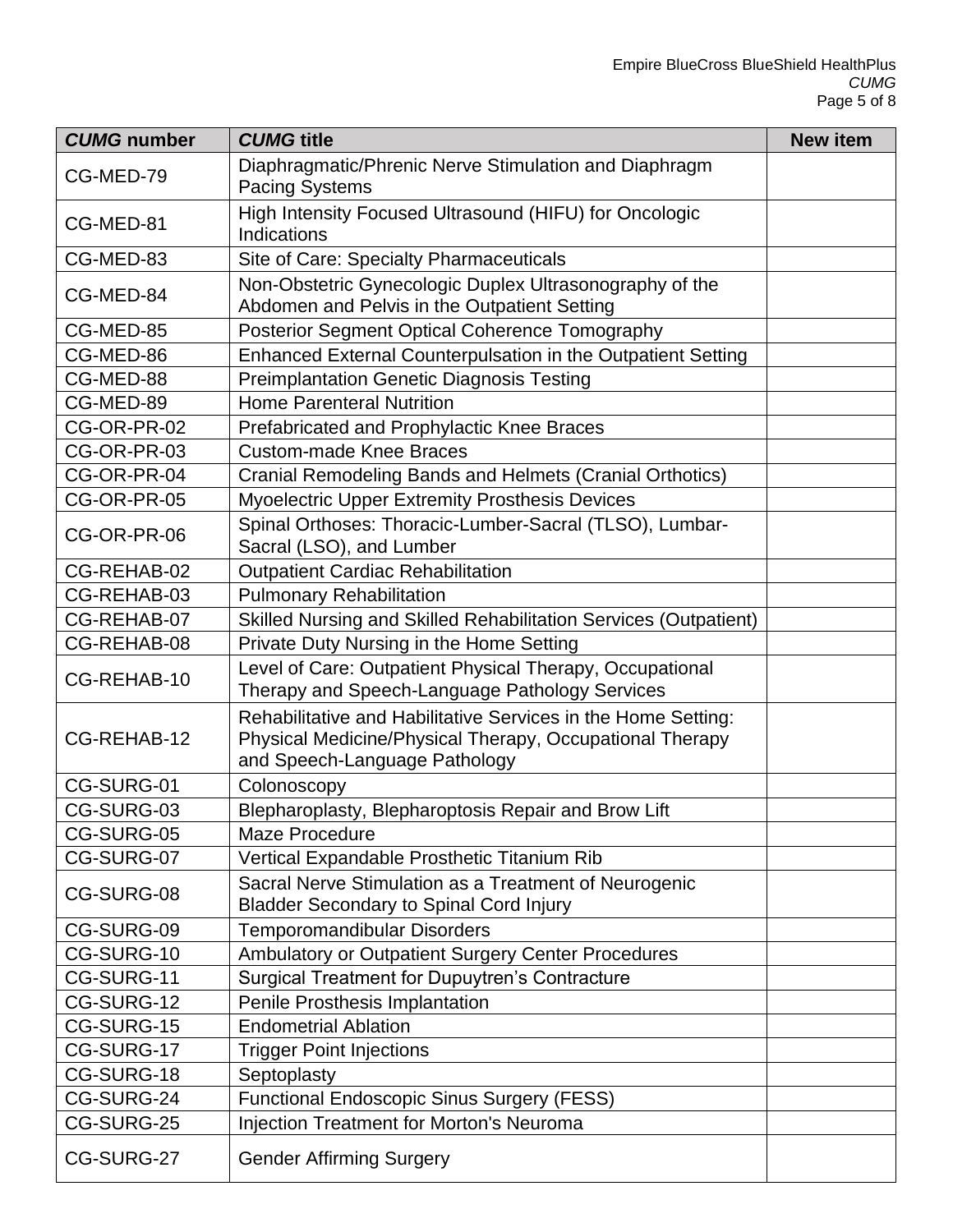| *CUMG* number | *CUMG* title | New item |
| --- | --- | --- |
| CG-MED-79 | Diaphragmatic/Phrenic Nerve Stimulation and Diaphragm Pacing Systems | |
| CG-MED-81 | High Intensity Focused Ultrasound (HIFU) for Oncologic Indications | |
| CG-MED-83 | Site of Care: Specialty Pharmaceuticals | |
| CG-MED-84 | Non-Obstetric Gynecologic Duplex Ultrasonography of the Abdomen and Pelvis in the Outpatient Setting | |
| CG-MED-85 | Posterior Segment Optical Coherence Tomography | |
| CG-MED-86 | Enhanced External Counterpulsation in the Outpatient Setting | |
| CG-MED-88 | Preimplantation Genetic Diagnosis Testing | |
| CG-MED-89 | Home Parenteral Nutrition | |
| CG-OR-PR-02 | Prefabricated and Prophylactic Knee Braces | |
| CG-OR-PR-03 | Custom-made Knee Braces | |
| CG-OR-PR-04 | Cranial Remodeling Bands and Helmets (Cranial Orthotics) | |
| CG-OR-PR-05 | Myoelectric Upper Extremity Prosthesis Devices | |
| CG-OR-PR-06 | Spinal Orthoses: Thoracic-Lumber-Sacral (TLSO), Lumbar-Sacral (LSO), and Lumber | |
| CG-REHAB-02 | Outpatient Cardiac Rehabilitation | |
| CG-REHAB-03 | Pulmonary Rehabilitation | |
| CG-REHAB-07 | Skilled Nursing and Skilled Rehabilitation Services (Outpatient) | |
| CG-REHAB-08 | Private Duty Nursing in the Home Setting | |
| CG-REHAB-10 | Level of Care: Outpatient Physical Therapy, Occupational Therapy and Speech-Language Pathology Services | |
| CG-REHAB-12 | Rehabilitative and Habilitative Services in the Home Setting: Physical Medicine/Physical Therapy, Occupational Therapy and Speech-Language Pathology | |
| CG-SURG-01 | Colonoscopy | |
| CG-SURG-03 | Blepharoplasty, Blepharoptosis Repair and Brow Lift | |
| CG-SURG-05 | Maze Procedure | |
| CG-SURG-07 | Vertical Expandable Prosthetic Titanium Rib | |
| CG-SURG-08 | Sacral Nerve Stimulation as a Treatment of Neurogenic Bladder Secondary to Spinal Cord Injury | |
| CG-SURG-09 | Temporomandibular Disorders | |
| CG-SURG-10 | Ambulatory or Outpatient Surgery Center Procedures | |
| CG-SURG-11 | Surgical Treatment for Dupuytren's Contracture | |
| CG-SURG-12 | Penile Prosthesis Implantation | |
| CG-SURG-15 | Endometrial Ablation | |
| CG-SURG-17 | Trigger Point Injections | |
| CG-SURG-18 | Septoplasty | |
| CG-SURG-24 | Functional Endoscopic Sinus Surgery (FESS) | |
| CG-SURG-25 | Injection Treatment for Morton's Neuroma | |
| CG-SURG-27 | Gender Affirming Surgery | |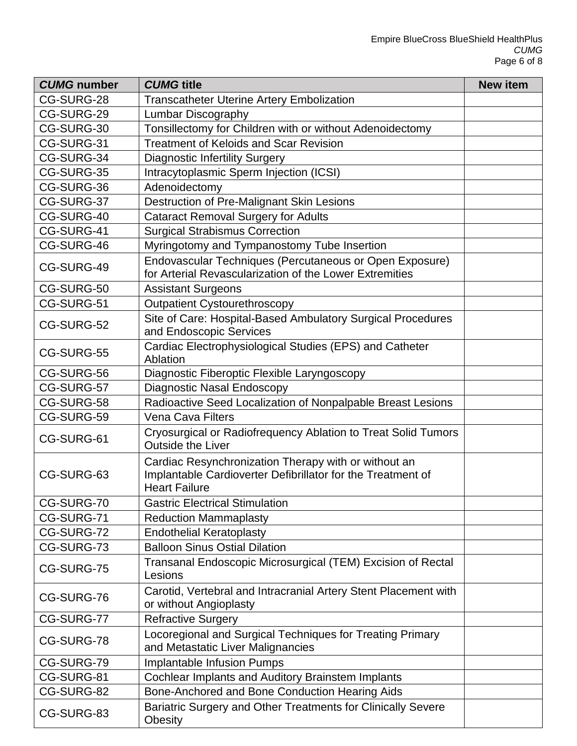| *CUMG* number | *CUMG* title | New item |
|---|---|---|
| CG-SURG-28 | Transcatheter Uterine Artery Embolization | |
| CG-SURG-29 | Lumbar Discography | |
| CG-SURG-30 | Tonsillectomy for Children with or without Adenoidectomy | |
| CG-SURG-31 | Treatment of Keloids and Scar Revision | |
| CG-SURG-34 | Diagnostic Infertility Surgery | |
| CG-SURG-35 | Intracytoplasmic Sperm Injection (ICSI) | |
| CG-SURG-36 | Adenoidectomy | |
| CG-SURG-37 | Destruction of Pre-Malignant Skin Lesions | |
| CG-SURG-40 | Cataract Removal Surgery for Adults | |
| CG-SURG-41 | Surgical Strabismus Correction | |
| CG-SURG-46 | Myringotomy and Tympanostomy Tube Insertion | |
| CG-SURG-49 | Endovascular Techniques (Percutaneous or Open Exposure) for Arterial Revascularization of the Lower Extremities | |
| CG-SURG-50 | Assistant Surgeons | |
| CG-SURG-51 | Outpatient Cystourethroscopy | |
| CG-SURG-52 | Site of Care: Hospital-Based Ambulatory Surgical Procedures and Endoscopic Services | |
| CG-SURG-55 | Cardiac Electrophysiological Studies (EPS) and Catheter Ablation | |
| CG-SURG-56 | Diagnostic Fiberoptic Flexible Laryngoscopy | |
| CG-SURG-57 | Diagnostic Nasal Endoscopy | |
| CG-SURG-58 | Radioactive Seed Localization of Nonpalpable Breast Lesions | |
| CG-SURG-59 | Vena Cava Filters | |
| CG-SURG-61 | Cryosurgical or Radiofrequency Ablation to Treat Solid Tumors Outside the Liver | |
| CG-SURG-63 | Cardiac Resynchronization Therapy with or without an Implantable Cardioverter Defibrillator for the Treatment of Heart Failure | |
| CG-SURG-70 | Gastric Electrical Stimulation | |
| CG-SURG-71 | Reduction Mammaplasty | |
| CG-SURG-72 | Endothelial Keratoplasty | |
| CG-SURG-73 | Balloon Sinus Ostial Dilation | |
| CG-SURG-75 | Transanal Endoscopic Microsurgical (TEM) Excision of Rectal Lesions | |
| CG-SURG-76 | Carotid, Vertebral and Intracranial Artery Stent Placement with or without Angioplasty | |
| CG-SURG-77 | Refractive Surgery | |
| CG-SURG-78 | Locoregional and Surgical Techniques for Treating Primary and Metastatic Liver Malignancies | |
| CG-SURG-79 | Implantable Infusion Pumps | |
| CG-SURG-81 | Cochlear Implants and Auditory Brainstem Implants | |
| CG-SURG-82 | Bone-Anchored and Bone Conduction Hearing Aids | |
| CG-SURG-83 | Bariatric Surgery and Other Treatments for Clinically Severe Obesity | |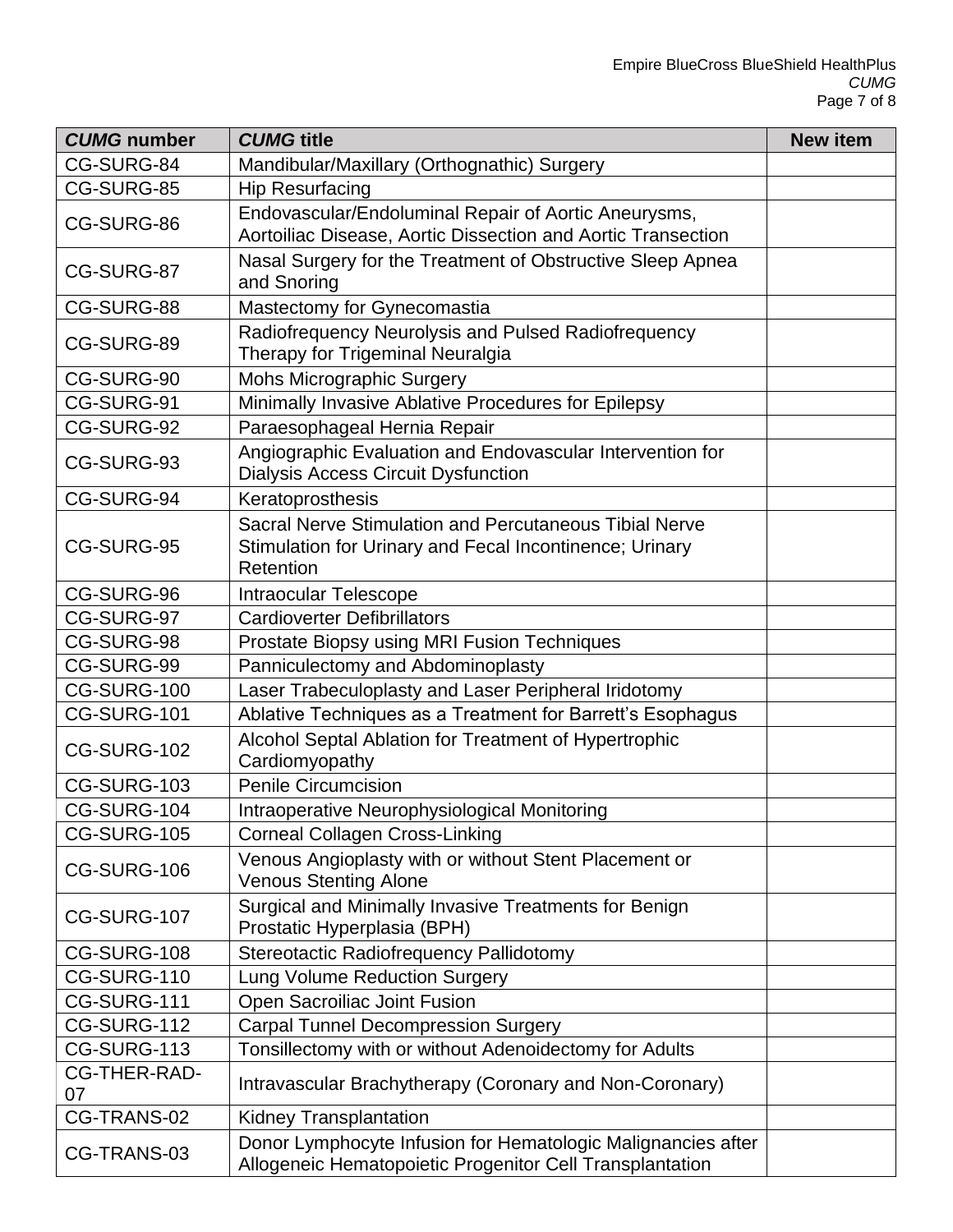| *CUMG* number | *CUMG* title | New item |
|---|---|---|
| CG-SURG-84 | Mandibular/Maxillary (Orthognathic) Surgery | |
| CG-SURG-85 | Hip Resurfacing | |
| CG-SURG-86 | Endovascular/Endoluminal Repair of Aortic Aneurysms, Aortoiliac Disease, Aortic Dissection and Aortic Transection | |
| CG-SURG-87 | Nasal Surgery for the Treatment of Obstructive Sleep Apnea and Snoring | |
| CG-SURG-88 | Mastectomy for Gynecomastia | |
| CG-SURG-89 | Radiofrequency Neurolysis and Pulsed Radiofrequency Therapy for Trigeminal Neuralgia | |
| CG-SURG-90 | Mohs Micrographic Surgery | |
| CG-SURG-91 | Minimally Invasive Ablative Procedures for Epilepsy | |
| CG-SURG-92 | Paraesophageal Hernia Repair | |
| CG-SURG-93 | Angiographic Evaluation and Endovascular Intervention for Dialysis Access Circuit Dysfunction | |
| CG-SURG-94 | Keratoprosthesis | |
| CG-SURG-95 | Sacral Nerve Stimulation and Percutaneous Tibial Nerve Stimulation for Urinary and Fecal Incontinence; Urinary Retention | |
| CG-SURG-96 | Intraocular Telescope | |
| CG-SURG-97 | Cardioverter Defibrillators | |
| CG-SURG-98 | Prostate Biopsy using MRI Fusion Techniques | |
| CG-SURG-99 | Panniculectomy and Abdominoplasty | |
| CG-SURG-100 | Laser Trabeculoplasty and Laser Peripheral Iridotomy | |
| CG-SURG-101 | Ablative Techniques as a Treatment for Barrett's Esophagus | |
| CG-SURG-102 | Alcohol Septal Ablation for Treatment of Hypertrophic Cardiomyopathy | |
| CG-SURG-103 | Penile Circumcision | |
| CG-SURG-104 | Intraoperative Neurophysiological Monitoring | |
| CG-SURG-105 | Corneal Collagen Cross-Linking | |
| CG-SURG-106 | Venous Angioplasty with or without Stent Placement or Venous Stenting Alone | |
| CG-SURG-107 | Surgical and Minimally Invasive Treatments for Benign Prostatic Hyperplasia (BPH) | |
| CG-SURG-108 | Stereotactic Radiofrequency Pallidotomy | |
| CG-SURG-110 | Lung Volume Reduction Surgery | |
| CG-SURG-111 | Open Sacroiliac Joint Fusion | |
| CG-SURG-112 | Carpal Tunnel Decompression Surgery | |
| CG-SURG-113 | Tonsillectomy with or without Adenoidectomy for Adults | |
| CG-THER-RAD-07 | Intravascular Brachytherapy (Coronary and Non-Coronary) | |
| CG-TRANS-02 | Kidney Transplantation | |
| CG-TRANS-03 | Donor Lymphocyte Infusion for Hematologic Malignancies after Allogeneic Hematopoietic Progenitor Cell Transplantation | |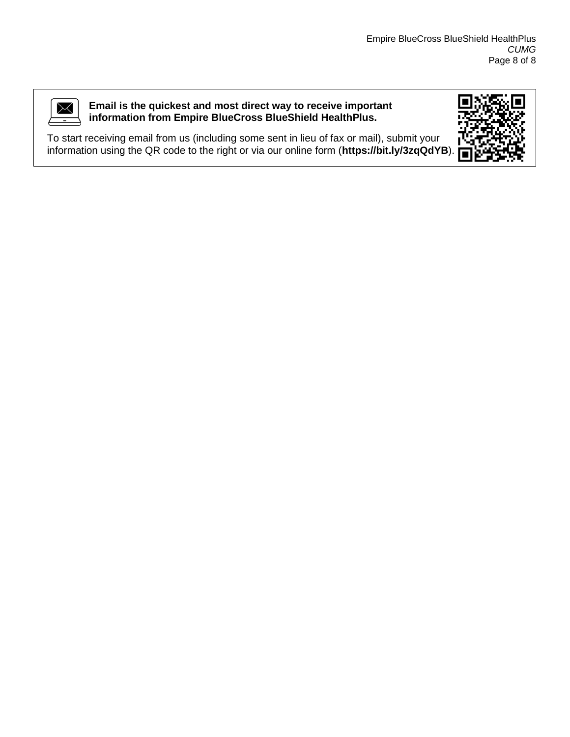**Email is the quickest and most direct way to receive important information from Empire BlueCross BlueShield HealthPlus.**

To start receiving email from us (including some sent in lieu of fax or mail), submit your information using the QR code to the right or via our online form (**https://bit.ly/3zqQdYB**).